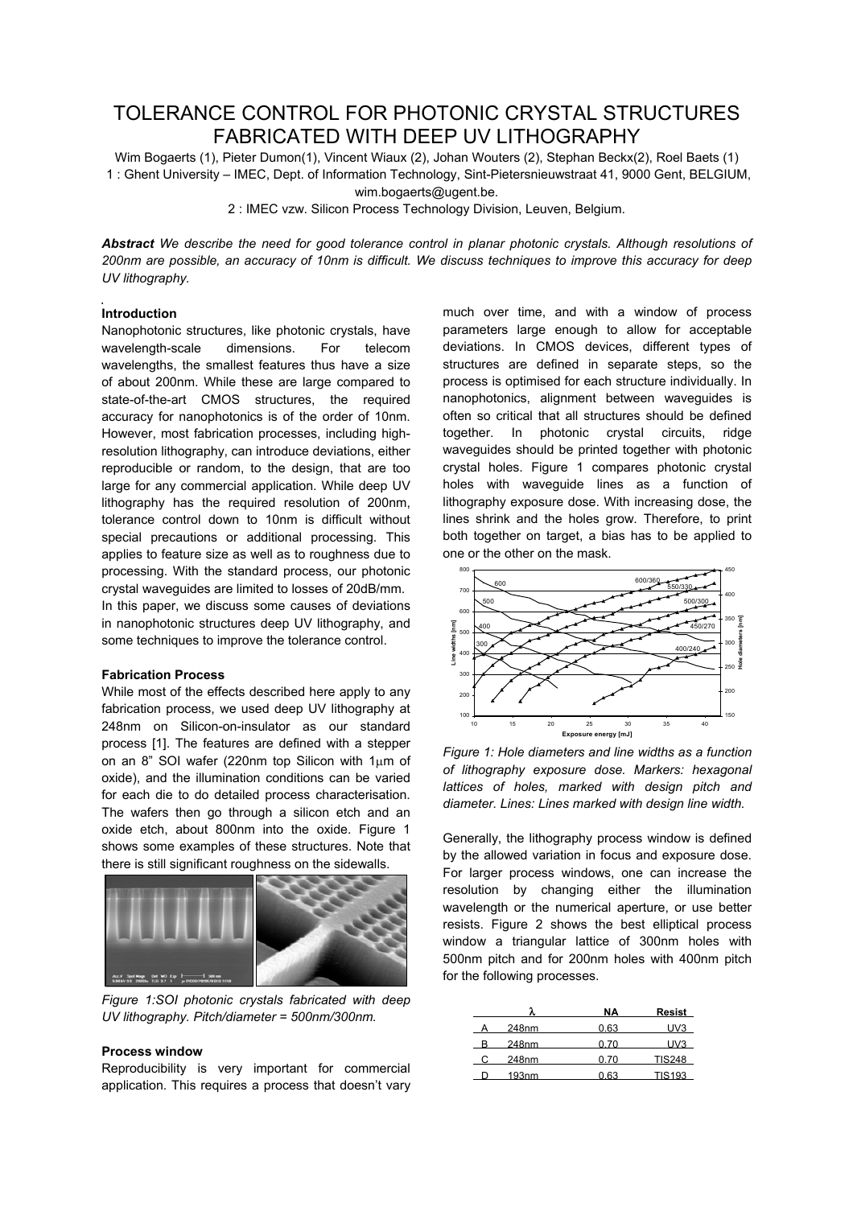# TOLERANCE CONTROL FOR PHOTONIC CRYSTAL STRUCTURES FABRICATED WITH DEEP UV LITHOGRAPHY

Wim Bogaerts (1), Pieter Dumon(1), Vincent Wiaux (2), Johan Wouters (2), Stephan Beckx(2), Roel Baets (1)

1 : Ghent University – IMEC, Dept. of Information Technology, Sint-Pietersnieuwstraat 41, 9000 Gent, BELGIUM, wim.bogaerts@ugent.be.

2 : IMEC vzw. Silicon Process Technology Division, Leuven, Belgium.

***Abstract*** *We describe the need for good tolerance control in planar photonic crystals. Although resolutions of 200nm are possible, an accuracy of 10nm is difficult. We discuss techniques to improve this accuracy for deep UV lithography.*

**Introduction**

Nanophotonic structures, like photonic crystals, have wavelength-scale dimensions. For telecom wavelengths, the smallest features thus have a size of about 200nm. While these are large compared to state-of-the-art CMOS structures, the required accuracy for nanophotonics is of the order of 10nm. However, most fabrication processes, including high-resolution lithography, can introduce deviations, either reproducible or random, to the design, that are too large for any commercial application. While deep UV lithography has the required resolution of 200nm, tolerance control down to 10nm is difficult without special precautions or additional processing. This applies to feature size as well as to roughness due to processing. With the standard process, our photonic crystal waveguides are limited to losses of 20dB/mm.

In this paper, we discuss some causes of deviations in nanophotonic structures deep UV lithography, and some techniques to improve the tolerance control.

**Fabrication Process**

While most of the effects described here apply to any fabrication process, we used deep UV lithography at 248nm on Silicon-on-insulator as our standard process [1]. The features are defined with a stepper on an 8" SOI wafer (220nm top Silicon with 1μm of oxide), and the illumination conditions can be varied for each die to do detailed process characterisation. The wafers then go through a silicon etch and an oxide etch, about 800nm into the oxide. Figure 1 shows some examples of these structures. Note that there is still significant roughness on the sidewalls.

*Figure 1:SOI photonic crystals fabricated with deep UV lithography. Pitch/diameter = 500nm/300nm.*

**Process window**

Reproducibility is very important for commercial application. This requires a process that doesn't vary much over time, and with a window of process parameters large enough to allow for acceptable deviations. In CMOS devices, different types of structures are defined in separate steps, so the process is optimised for each structure individually. In nanophotonics, alignment between waveguides is often so critical that all structures should be defined together. In photonic crystal circuits, ridge waveguides should be printed together with photonic crystal holes. Figure 1 compares photonic crystal holes with waveguide lines as a function of lithography exposure dose. With increasing dose, the lines shrink and the holes grow. Therefore, to print both together on target, a bias has to be applied to one or the other on the mask.

*Figure 1: Hole diameters and line widths as a function of lithography exposure dose. Markers: hexagonal lattices of holes, marked with design pitch and diameter. Lines: Lines marked with design line width.*

Generally, the lithography process window is defined by the allowed variation in focus and exposure dose. For larger process windows, one can increase the resolution by changing either the illumination wavelength or the numerical aperture, or use better resists. Figure 2 shows the best elliptical process window a triangular lattice of 300nm holes with 500nm pitch and for 200nm holes with 400nm pitch for the following processes.

| | $\lambda$ | NA | Resist |
|---|---|---|---|
| A | 248nm | 0.63 | UV3 |
| B | 248nm | 0.70 | UV3 |
| C | 248nm | 0.70 | TIS248 |
| D | 193nm | 0.63 | TIS193 |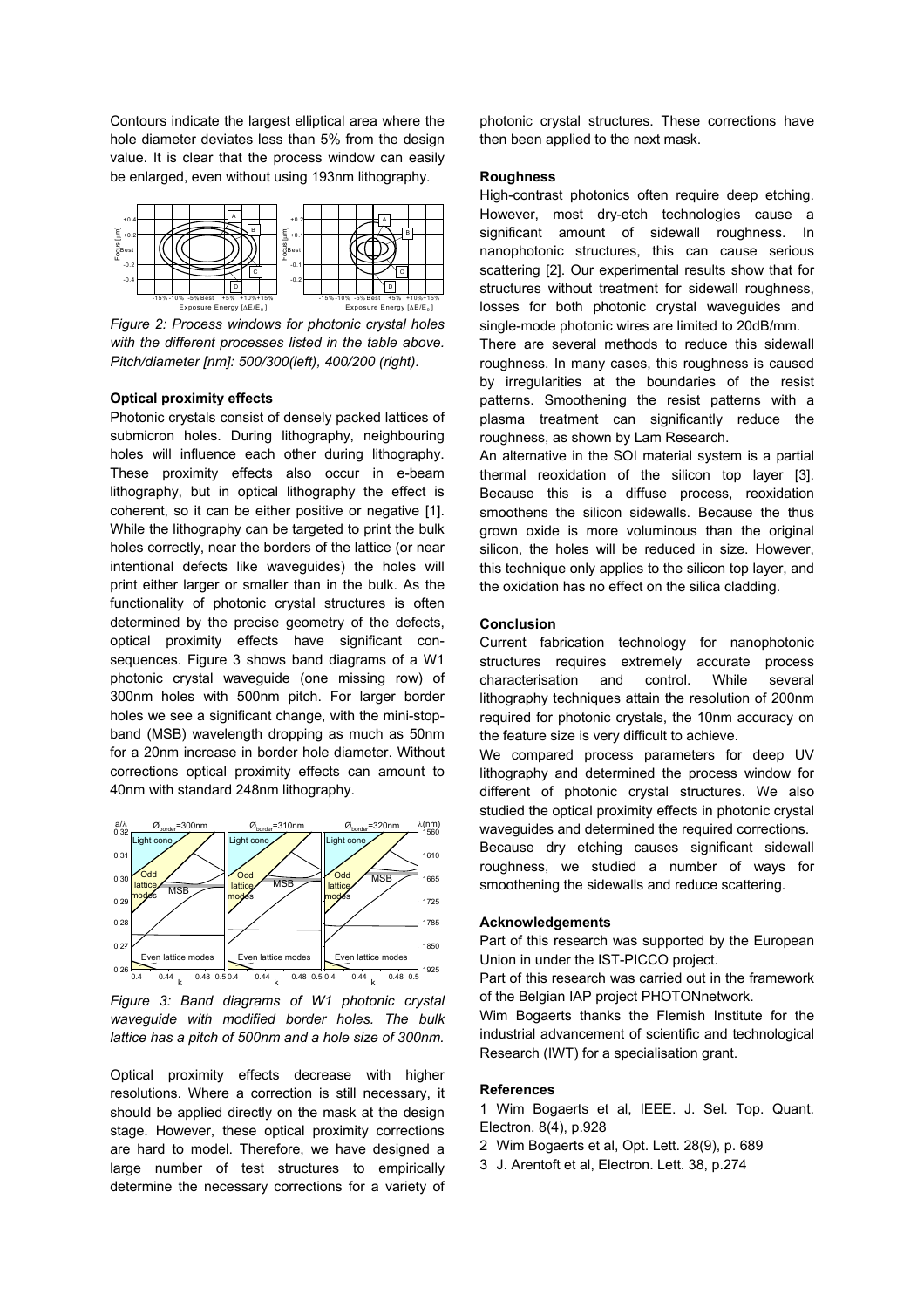Contours indicate the largest elliptical area where the hole diameter deviates less than 5% from the design value. It is clear that the process window can easily be enlarged, even without using 193nm lithography.

+0.4
+0.2
Best
-0.2
-0.4
Focus [µm]
A
B
C
D
-15% -10% -5% Best +5% +10% +15%
Exposure Energy [ΔE/E₀]

+0.2
+0.1
Best
-0.1
-0.2
Focus [µm]
A
B
C
D
-15% -10% -5% Best +5% +10% +15%
Exposure Energy [ΔE/E₀]

*Figure 2: Process windows for photonic crystal holes with the different processes listed in the table above. Pitch/diameter [nm]: 500/300(left), 400/200 (right).*

**Optical proximity effects**

Photonic crystals consist of densely packed lattices of submicron holes. During lithography, neighbouring holes will influence each other during lithography. These proximity effects also occur in e-beam lithography, but in optical lithography the effect is coherent, so it can be either positive or negative [1]. While the lithography can be targeted to print the bulk holes correctly, near the borders of the lattice (or near intentional defects like waveguides) the holes will print either larger or smaller than in the bulk. As the functionality of photonic crystal structures is often determined by the precise geometry of the defects, optical proximity effects have significant consequences. Figure 3 shows band diagrams of a W1 photonic crystal waveguide (one missing row) of 300nm holes with 500nm pitch. For larger border holes we see a significant change, with the mini-stopband (MSB) wavelength dropping as much as 50nm for a 20nm increase in border hole diameter. Without corrections optical proximity effects can amount to 40nm with standard 248nm lithography.

a/λ
0.32
0.31
0.30
0.29
0.28
0.27
0.26
Ø_border=300nm
Ø_border=310nm
Ø_border=320nm
λ(nm)
1560
1610
1665
1725
1785
1850
1925
Light cone
Odd lattice modes
MSB
Even lattice modes
0.4 0.44 0.48 0.5
k

*Figure 3: Band diagrams of W1 photonic crystal waveguide with modified border holes. The bulk lattice has a pitch of 500nm and a hole size of 300nm.*

Optical proximity effects decrease with higher resolutions. Where a correction is still necessary, it should be applied directly on the mask at the design stage. However, these optical proximity corrections are hard to model. Therefore, we have designed a large number of test structures to empirically determine the necessary corrections for a variety of photonic crystal structures. These corrections have then been applied to the next mask.

**Roughness**

High-contrast photonics often require deep etching. However, most dry-etch technologies cause a significant amount of sidewall roughness. In nanophotonic structures, this can cause serious scattering [2]. Our experimental results show that for structures without treatment for sidewall roughness, losses for both photonic crystal waveguides and single-mode photonic wires are limited to 20dB/mm.

There are several methods to reduce this sidewall roughness. In many cases, this roughness is caused by irregularities at the boundaries of the resist patterns. Smoothening the resist patterns with a plasma treatment can significantly reduce the roughness, as shown by Lam Research.

An alternative in the SOI material system is a partial thermal reoxidation of the silicon top layer [3]. Because this is a diffuse process, reoxidation smoothens the silicon sidewalls. Because the thus grown oxide is more voluminous than the original silicon, the holes will be reduced in size. However, this technique only applies to the silicon top layer, and the oxidation has no effect on the silica cladding.

**Conclusion**

Current fabrication technology for nanophotonic structures requires extremely accurate process characterisation and control. While several lithography techniques attain the resolution of 200nm required for photonic crystals, the 10nm accuracy on the feature size is very difficult to achieve.

We compared process parameters for deep UV lithography and determined the process window for different of photonic crystal structures. We also studied the optical proximity effects in photonic crystal waveguides and determined the required corrections.

Because dry etching causes significant sidewall roughness, we studied a number of ways for smoothening the sidewalls and reduce scattering.

**Acknowledgements**

Part of this research was supported by the European Union in under the IST-PICCO project.

Part of this research was carried out in the framework of the Belgian IAP project PHOTONnetwork.

Wim Bogaerts thanks the Flemish Institute for the industrial advancement of scientific and technological Research (IWT) for a specialisation grant.

**References**

1 Wim Bogaerts et al, IEEE. J. Sel. Top. Quant. Electron. 8(4), p.928

2 Wim Bogaerts et al, Opt. Lett. 28(9), p. 689

3 J. Arentoft et al, Electron. Lett. 38, p.274